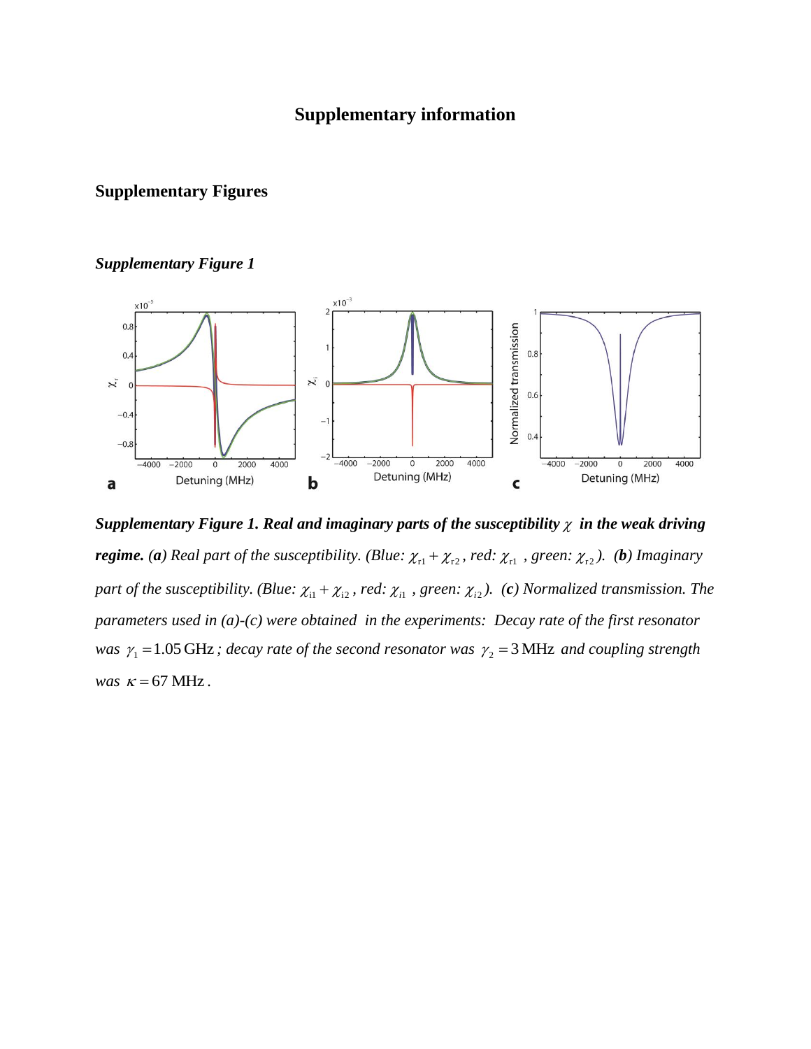# Supplementary information

## Supplementary Figures

### *Supplementary Figure 1*

***Supplementary Figure 1. Real and imaginary parts of the susceptibility $\chi$ in the weak driving regime.*** *(**a**) Real part of the susceptibility. (Blue: $\chi_{r1} + \chi_{r2}$, red: $\chi_{r1}$ , green: $\chi_{r2}$). (**b**) Imaginary part of the susceptibility. (Blue: $\chi_{i1} + \chi_{i2}$, red: $\chi_{i1}$ , green: $\chi_{i2}$). (**c**) Normalized transmission. The parameters used in (a)-(c) were obtained in the experiments: Decay rate of the first resonator was $\gamma_1 = 1.05\,\text{GHz}$; decay rate of the second resonator was $\gamma_2 = 3\,\text{MHz}$ and coupling strength was $\kappa = 67\,\text{MHz}$.*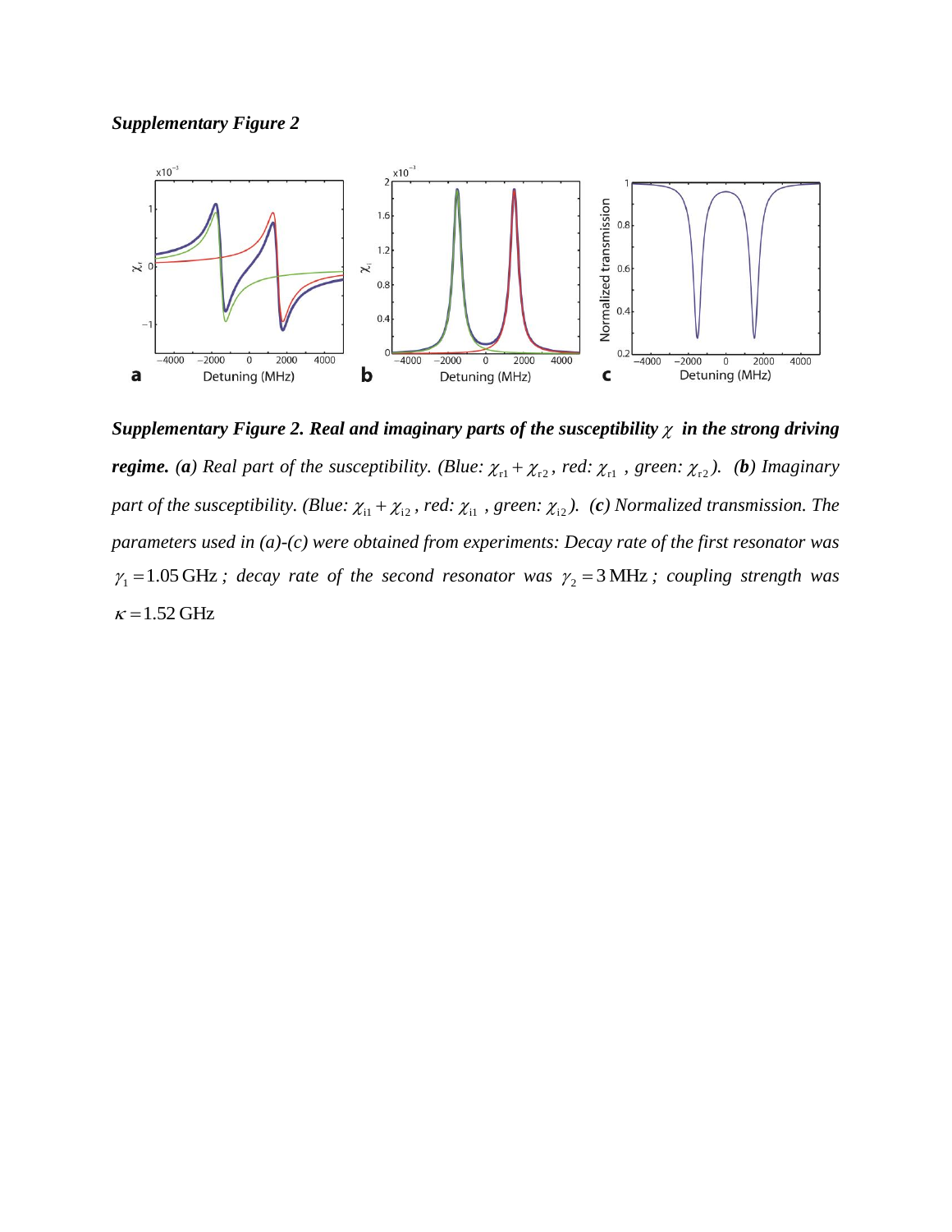***Supplementary Figure 2***

***Supplementary Figure 2. Real and imaginary parts of the susceptibility $\chi$ in the strong driving regime.*** *(**a**) Real part of the susceptibility. (Blue: $\chi_{r1} + \chi_{r2}$, red: $\chi_{r1}$, green: $\chi_{r2}$). (**b**) Imaginary part of the susceptibility. (Blue: $\chi_{i1} + \chi_{i2}$, red: $\chi_{i1}$, green: $\chi_{i2}$). (**c**) Normalized transmission. The parameters used in (a)-(c) were obtained from experiments: Decay rate of the first resonator was $\gamma_1 = 1.05\,\text{GHz}$; decay rate of the second resonator was $\gamma_2 = 3\,\text{MHz}$; coupling strength was $\kappa = 1.52\,\text{GHz}$*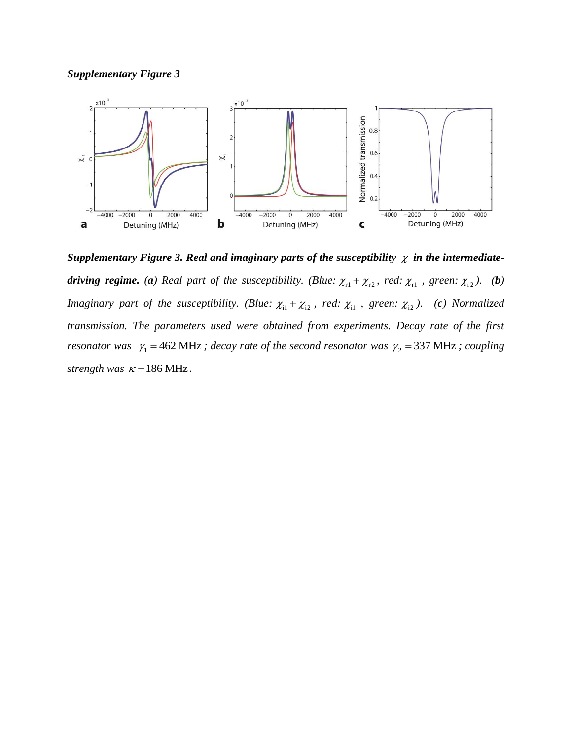***Supplementary Figure 3***

***Supplementary Figure 3. Real and imaginary parts of the susceptibility $\chi$ in the intermediate-driving regime.*** *(**a**) Real part of the susceptibility. (Blue: $\chi_{r1}+\chi_{r2}$, red: $\chi_{r1}$, green: $\chi_{r2}$). (**b**) Imaginary part of the susceptibility. (Blue: $\chi_{i1}+\chi_{i2}$, red: $\chi_{i1}$, green: $\chi_{i2}$). (**c**) Normalized transmission. The parameters used were obtained from experiments. Decay rate of the first resonator was $\gamma_1 = 462$ MHz; decay rate of the second resonator was $\gamma_2 = 337$ MHz; coupling strength was $\kappa = 186$ MHz.*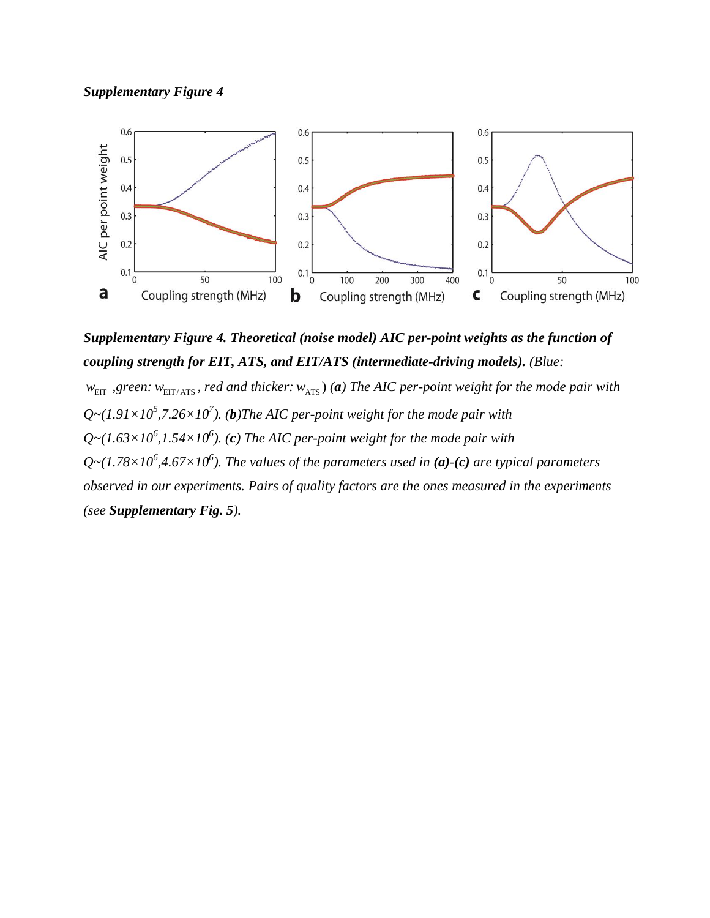***Supplementary Figure 4***

***Supplementary Figure 4. Theoretical (noise model) AIC per-point weights as the function of coupling strength for EIT, ATS, and EIT/ATS (intermediate-driving models).*** *(Blue: $w_{\text{EIT}}$ ,green: $w_{\text{EIT/ATS}}$ , red and thicker: $w_{\text{ATS}}$ )* ***(a)*** *The AIC per-point weight for the mode pair with $Q$~$(1.91\times10^5, 7.26\times10^7)$.* ***(b)****The AIC per-point weight for the mode pair with $Q$~$(1.63\times10^6, 1.54\times10^6)$.* ***(c)*** *The AIC per-point weight for the mode pair with $Q$~$(1.78\times10^6, 4.67\times10^6)$. The values of the parameters used in* ***(a)-(c)*** *are typical parameters observed in our experiments. Pairs of quality factors are the ones measured in the experiments (see* ***Supplementary Fig. 5****).*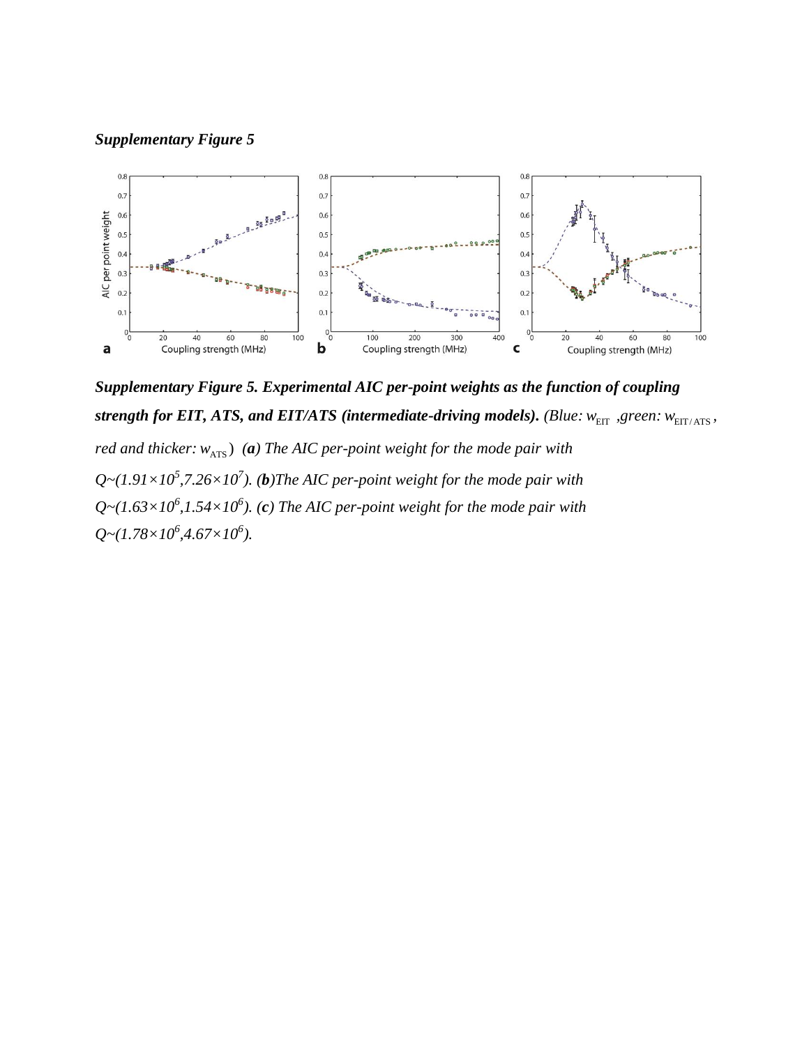***Supplementary Figure 5***

***Supplementary Figure 5. Experimental AIC per-point weights as the function of coupling strength for EIT, ATS, and EIT/ATS (intermediate-driving models).*** *(Blue:* $w_{\mathrm{EIT}}$ *,green:* $w_{\mathrm{EIT/ATS}}$*, red and thicker:* $w_{\mathrm{ATS}}$*)* ***(a)*** *The AIC per-point weight for the mode pair with Q~(1.91×10*$^{5}$*,7.26×10*$^{7}$*).* ***(b)****The AIC per-point weight for the mode pair with Q~(1.63×10*$^{6}$*,1.54×10*$^{6}$*).* ***(c)*** *The AIC per-point weight for the mode pair with Q~(1.78×10*$^{6}$*,4.67×10*$^{6}$*).*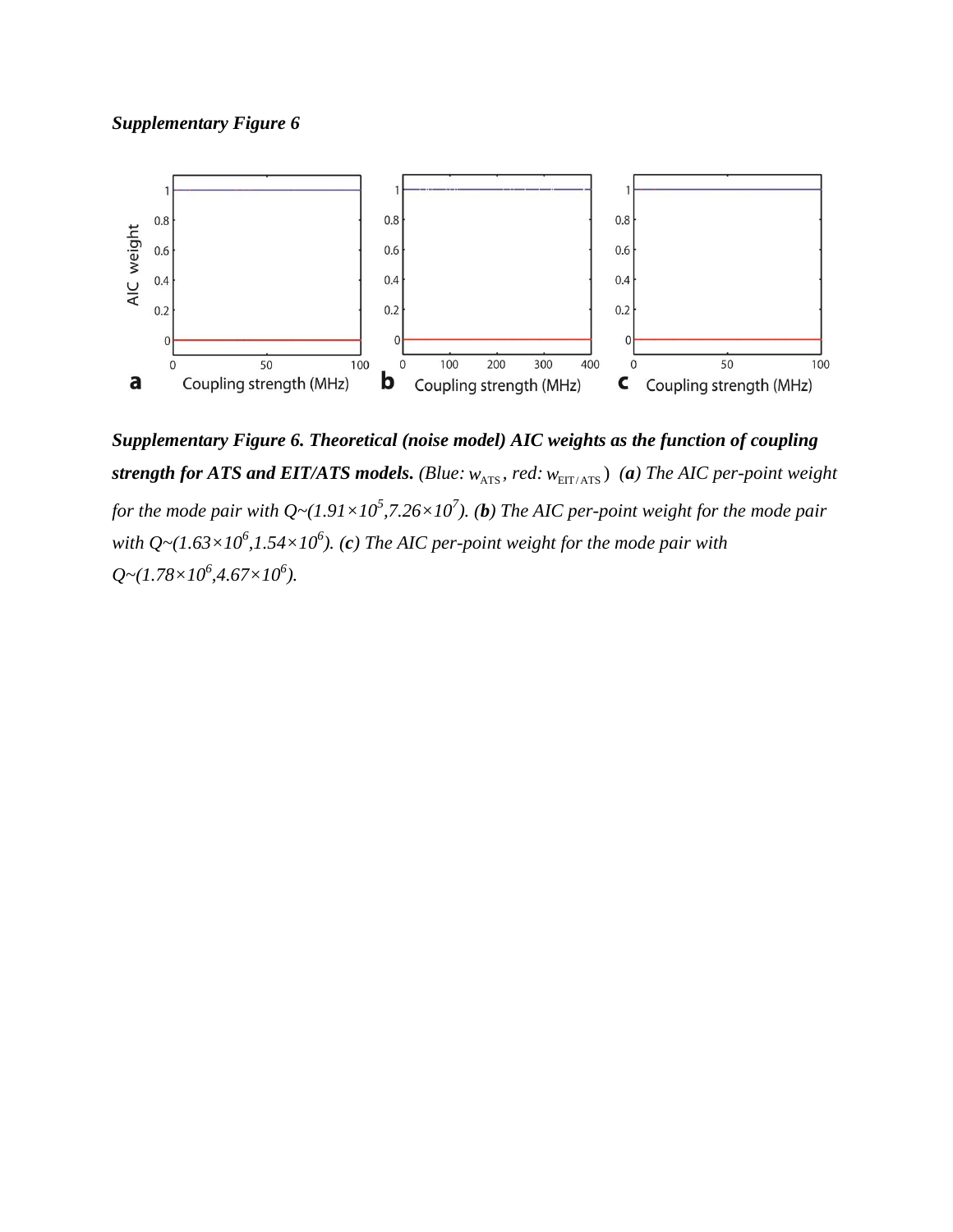***Supplementary Figure 6***

***Supplementary Figure 6. Theoretical (noise model) AIC weights as the function of coupling strength for ATS and EIT/ATS models.*** *(Blue: $w_{\mathrm{ATS}}$, red: $w_{\mathrm{EIT/ATS}}$) (**a**) The AIC per-point weight for the mode pair with Q~($1.91\times10^{5}$,$7.26\times10^{7}$). (**b**) The AIC per-point weight for the mode pair with Q~($1.63\times10^{6}$,$1.54\times10^{6}$). (**c**) The AIC per-point weight for the mode pair with Q~($1.78\times10^{6}$,$4.67\times10^{6}$).*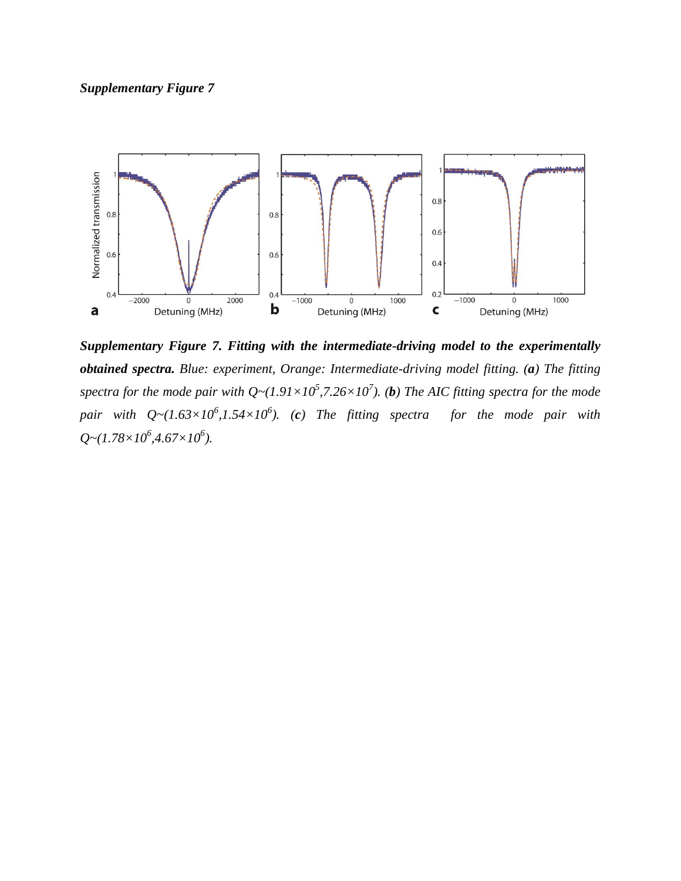***Supplementary Figure 7***

***Supplementary Figure 7. Fitting with the intermediate-driving model to the experimentally obtained spectra.*** *Blue: experiment, Orange: Intermediate-driving model fitting. (**a**) The fitting spectra for the mode pair with Q~($1.91\times10^{5}$,$7.26\times10^{7}$). (**b**) The AIC fitting spectra for the mode pair with Q~($1.63\times10^{6}$,$1.54\times10^{6}$). (**c**) The fitting spectra for the mode pair with Q~($1.78\times10^{6}$,$4.67\times10^{6}$).*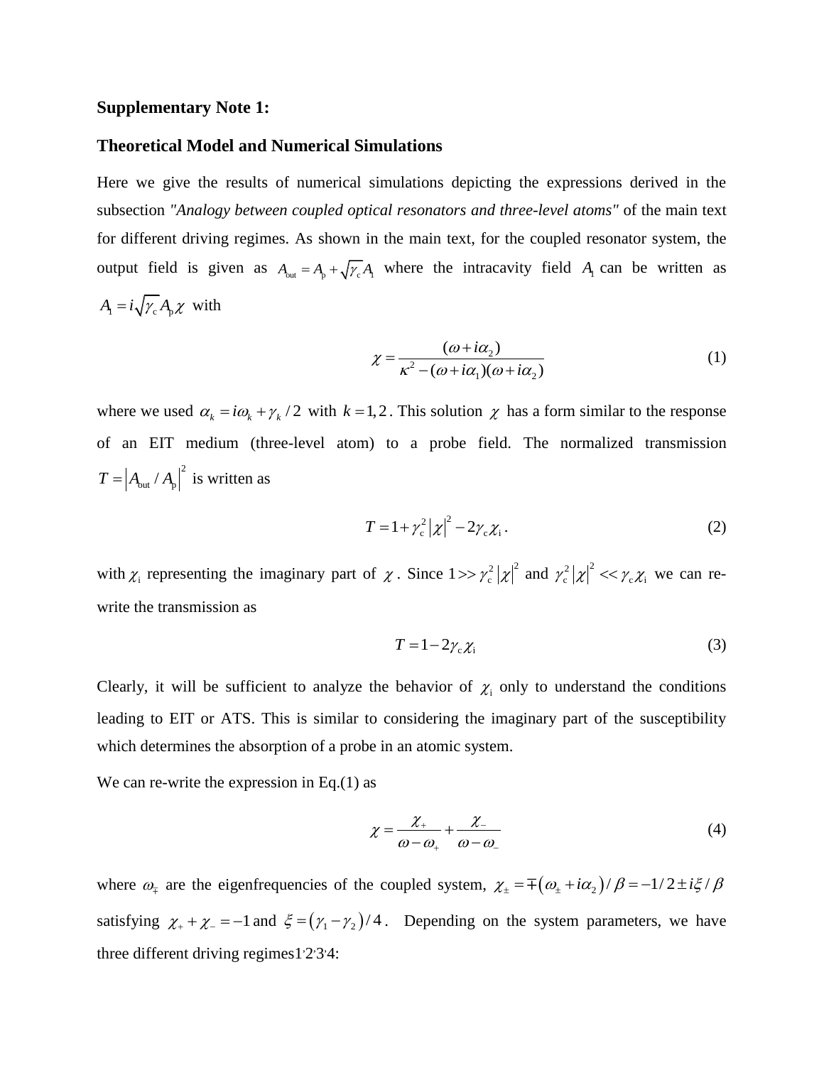**Supplementary Note 1:**

**Theoretical Model and Numerical Simulations**

Here we give the results of numerical simulations depicting the expressions derived in the subsection *"Analogy between coupled optical resonators and three-level atoms"* of the main text for different driving regimes. As shown in the main text, for the coupled resonator system, the output field is given as $A_{\mathrm{out}} = A_{\mathrm{p}} + \sqrt{\gamma_{\mathrm{c}}} A_1$ where the intracavity field $A_1$ can be written as $A_1 = i\sqrt{\gamma_{\mathrm{c}}} A_{\mathrm{p}} \chi$ with

$$\chi = \frac{(\omega + i\alpha_2)}{\kappa^2 - (\omega + i\alpha_1)(\omega + i\alpha_2)} \tag{1}$$

where we used $\alpha_k = i\omega_k + \gamma_k / 2$ with $k = 1, 2$. This solution $\chi$ has a form similar to the response of an EIT medium (three-level atom) to a probe field. The normalized transmission $T = \left| A_{\mathrm{out}} / A_{\mathrm{p}} \right|^2$ is written as

$$T = 1 + \gamma_{\mathrm{c}}^2 \left| \chi \right|^2 - 2\gamma_{\mathrm{c}} \chi_{\mathrm{i}} \,. \tag{2}$$

with $\chi_{\mathrm{i}}$ representing the imaginary part of $\chi$. Since $1 >> \gamma_{\mathrm{c}}^2 \left| \chi \right|^2$ and $\gamma_{\mathrm{c}}^2 \left| \chi \right|^2 << \gamma_{\mathrm{c}} \chi_{\mathrm{i}}$ we can re-write the transmission as

$$T = 1 - 2\gamma_{\mathrm{c}} \chi_{\mathrm{i}} \tag{3}$$

Clearly, it will be sufficient to analyze the behavior of $\chi_{\mathrm{i}}$ only to understand the conditions leading to EIT or ATS. This is similar to considering the imaginary part of the susceptibility which determines the absorption of a probe in an atomic system.

We can re-write the expression in Eq.(1) as

$$\chi = \frac{\chi_+}{\omega - \omega_+} + \frac{\chi_-}{\omega - \omega_-} \tag{4}$$

where $\omega_{\mp}$ are the eigenfrequencies of the coupled system, $\chi_{\pm} = \mp\left(\omega_{\pm} + i\alpha_2\right)/\beta = -1/2 \pm i\xi/\beta$ satisfying $\chi_+ + \chi_- = -1$ and $\xi = \left(\gamma_1 - \gamma_2\right)/4$. Depending on the system parameters, we have three different driving regimes[1,2,3,4]: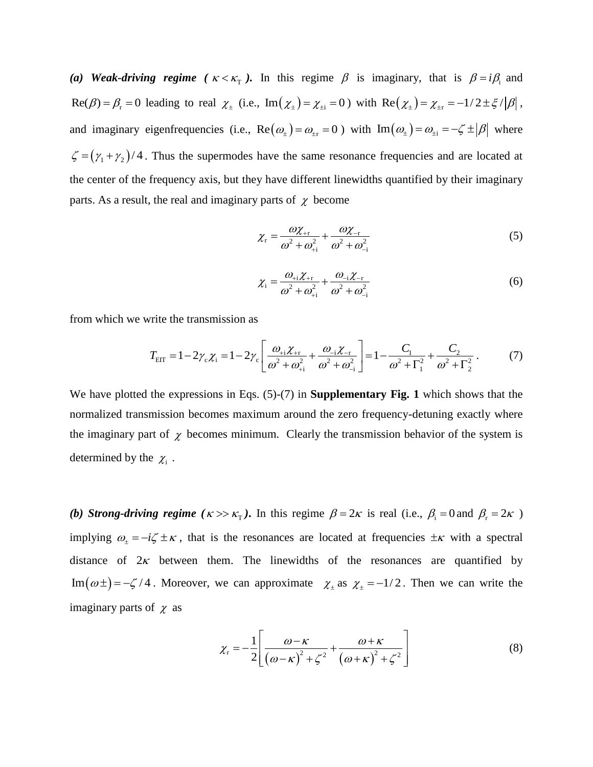***(a) Weak-driving regime ( $\kappa < \kappa_{\mathrm{T}}$ ).*** In this regime $\beta$ is imaginary, that is $\beta = i\beta_{\mathrm{i}}$ and $\mathrm{Re}(\beta) = \beta_{\mathrm{r}} = 0$ leading to real $\chi_{\pm}$ (i.e., $\mathrm{Im}(\chi_{\pm}) = \chi_{\pm\mathrm{i}} = 0$ ) with $\mathrm{Re}(\chi_{\pm}) = \chi_{\pm\mathrm{r}} = -1/2 \pm \xi / |\beta|$ , and imaginary eigenfrequencies (i.e., $\mathrm{Re}(\omega_{\pm}) = \omega_{\pm\mathrm{r}} = 0$ ) with $\mathrm{Im}(\omega_{\pm}) = \omega_{\pm\mathrm{i}} = -\zeta \pm |\beta|$ where $\zeta = (\gamma_1 + \gamma_2)/4$ . Thus the supermodes have the same resonance frequencies and are located at the center of the frequency axis, but they have different linewidths quantified by their imaginary parts. As a result, the real and imaginary parts of $\chi$ become

$$\chi_{\mathrm{r}} = \frac{\omega \chi_{+\mathrm{r}}}{\omega^2 + \omega_{+\mathrm{i}}^2} + \frac{\omega \chi_{-\mathrm{r}}}{\omega^2 + \omega_{-\mathrm{i}}^2} \tag{5}$$

$$\chi_{\mathrm{i}} = \frac{\omega_{+\mathrm{i}} \chi_{+\mathrm{r}}}{\omega^2 + \omega_{+\mathrm{i}}^2} + \frac{\omega_{-\mathrm{i}} \chi_{-\mathrm{r}}}{\omega^2 + \omega_{-\mathrm{i}}^2} \tag{6}$$

from which we write the transmission as

$$T_{\mathrm{EIT}} = 1 - 2\gamma_{\mathrm{c}} \chi_{\mathrm{i}} = 1 - 2\gamma_{\mathrm{c}} \left[ \frac{\omega_{+\mathrm{i}} \chi_{+\mathrm{r}}}{\omega^2 + \omega_{+\mathrm{i}}^2} + \frac{\omega_{-\mathrm{i}} \chi_{-\mathrm{r}}}{\omega^2 + \omega_{-\mathrm{i}}^2} \right] = 1 - \frac{C_1}{\omega^2 + \Gamma_1^2} + \frac{C_2}{\omega^2 + \Gamma_2^2} \,. \tag{7}$$

We have plotted the expressions in Eqs. (5)-(7) in **Supplementary Fig. 1** which shows that the normalized transmission becomes maximum around the zero frequency-detuning exactly where the imaginary part of $\chi$ becomes minimum. Clearly the transmission behavior of the system is determined by the $\chi_{\mathrm{i}}$ .

***(b) Strong-driving regime ( $\kappa >> \kappa_{\mathrm{T}}$ ).*** In this regime $\beta = 2\kappa$ is real (i.e., $\beta_{\mathrm{i}} = 0$ and $\beta_{\mathrm{r}} = 2\kappa$ ) implying $\omega_{\pm} = -i\zeta \pm \kappa$ , that is the resonances are located at frequencies $\pm\kappa$ with a spectral distance of $2\kappa$ between them. The linewidths of the resonances are quantified by $\mathrm{Im}(\omega \pm) = -\zeta / 4$ . Moreover, we can approximate $\chi_{\pm}$ as $\chi_{\pm} = -1/2$ . Then we can write the imaginary parts of $\chi$ as

$$\chi_{\mathrm{r}} = -\frac{1}{2} \left[ \frac{\omega - \kappa}{(\omega - \kappa)^2 + \zeta^2} + \frac{\omega + \kappa}{(\omega + \kappa)^2 + \zeta^2} \right] \tag{8}$$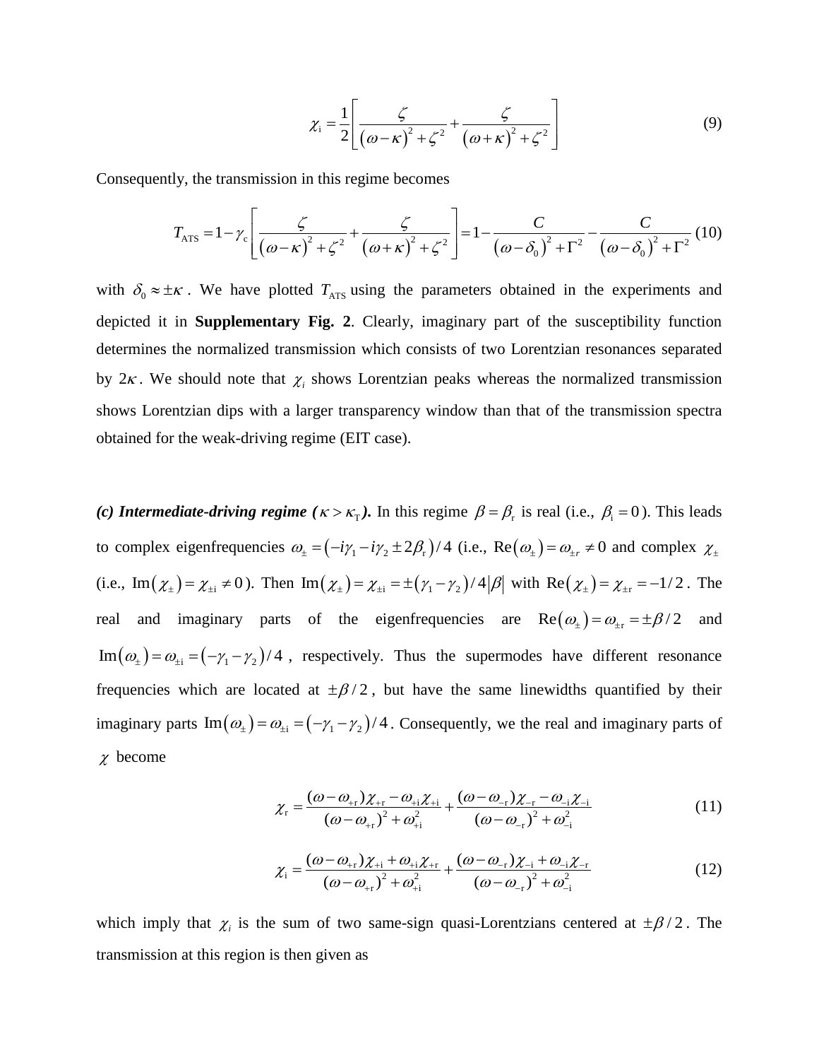$$\chi_{\mathrm{i}} = \frac{1}{2}\left[\frac{\zeta}{(\omega-\kappa)^2+\zeta^2}+\frac{\zeta}{(\omega+\kappa)^2+\zeta^2}\right] \tag{9}$$

Consequently, the transmission in this regime becomes

$$T_{\mathrm{ATS}} = 1-\gamma_{\mathrm{c}}\left[\frac{\zeta}{(\omega-\kappa)^2+\zeta^2}+\frac{\zeta}{(\omega+\kappa)^2+\zeta^2}\right] = 1-\frac{C}{(\omega-\delta_0)^2+\Gamma^2}-\frac{C}{(\omega-\delta_0)^2+\Gamma^2} \tag{10}$$

with $\delta_0 \approx \pm\kappa$. We have plotted $T_{\mathrm{ATS}}$ using the parameters obtained in the experiments and depicted it in **Supplementary Fig. 2**. Clearly, imaginary part of the susceptibility function determines the normalized transmission which consists of two Lorentzian resonances separated by $2\kappa$. We should note that $\chi_i$ shows Lorentzian peaks whereas the normalized transmission shows Lorentzian dips with a larger transparency window than that of the transmission spectra obtained for the weak-driving regime (EIT case).

***(c) Intermediate-driving regime ($\kappa > \kappa_{\mathrm{T}}$).*** In this regime $\beta = \beta_{\mathrm{r}}$ is real (i.e., $\beta_{\mathrm{i}} = 0$). This leads to complex eigenfrequencies $\omega_{\pm} = (-i\gamma_1 - i\gamma_2 \pm 2\beta_{\mathrm{r}})/4$ (i.e., $\mathrm{Re}(\omega_{\pm}) = \omega_{\pm r} \neq 0$ and complex $\chi_{\pm}$ (i.e., $\mathrm{Im}(\chi_{\pm}) = \chi_{\pm\mathrm{i}} \neq 0$). Then $\mathrm{Im}(\chi_{\pm}) = \chi_{\pm\mathrm{i}} = \pm(\gamma_1-\gamma_2)/4|\beta|$ with $\mathrm{Re}(\chi_{\pm}) = \chi_{\pm\mathrm{r}} = -1/2$. The real and imaginary parts of the eigenfrequencies are $\mathrm{Re}(\omega_{\pm}) = \omega_{\pm\mathrm{r}} = \pm\beta/2$ and $\mathrm{Im}(\omega_{\pm}) = \omega_{\pm\mathrm{i}} = (-\gamma_1-\gamma_2)/4$, respectively. Thus the supermodes have different resonance frequencies which are located at $\pm\beta/2$, but have the same linewidths quantified by their imaginary parts $\mathrm{Im}(\omega_{\pm}) = \omega_{\pm\mathrm{i}} = (-\gamma_1-\gamma_2)/4$. Consequently, we the real and imaginary parts of $\chi$ become

$$\chi_{\mathrm{r}} = \frac{(\omega-\omega_{+\mathrm{r}})\chi_{+\mathrm{r}} - \omega_{+\mathrm{i}}\chi_{+\mathrm{i}}}{(\omega-\omega_{+\mathrm{r}})^2+\omega_{+\mathrm{i}}^2} + \frac{(\omega-\omega_{-\mathrm{r}})\chi_{-\mathrm{r}} - \omega_{-\mathrm{i}}\chi_{-\mathrm{i}}}{(\omega-\omega_{-\mathrm{r}})^2+\omega_{-\mathrm{i}}^2} \tag{11}$$

$$\chi_{\mathrm{i}} = \frac{(\omega-\omega_{+\mathrm{r}})\chi_{+\mathrm{i}} + \omega_{+\mathrm{i}}\chi_{+\mathrm{r}}}{(\omega-\omega_{+\mathrm{r}})^2+\omega_{+\mathrm{i}}^2} + \frac{(\omega-\omega_{-\mathrm{r}})\chi_{-\mathrm{i}} + \omega_{-\mathrm{i}}\chi_{-\mathrm{r}}}{(\omega-\omega_{-\mathrm{r}})^2+\omega_{-\mathrm{i}}^2} \tag{12}$$

which imply that $\chi_i$ is the sum of two same-sign quasi-Lorentzians centered at $\pm\beta/2$. The transmission at this region is then given as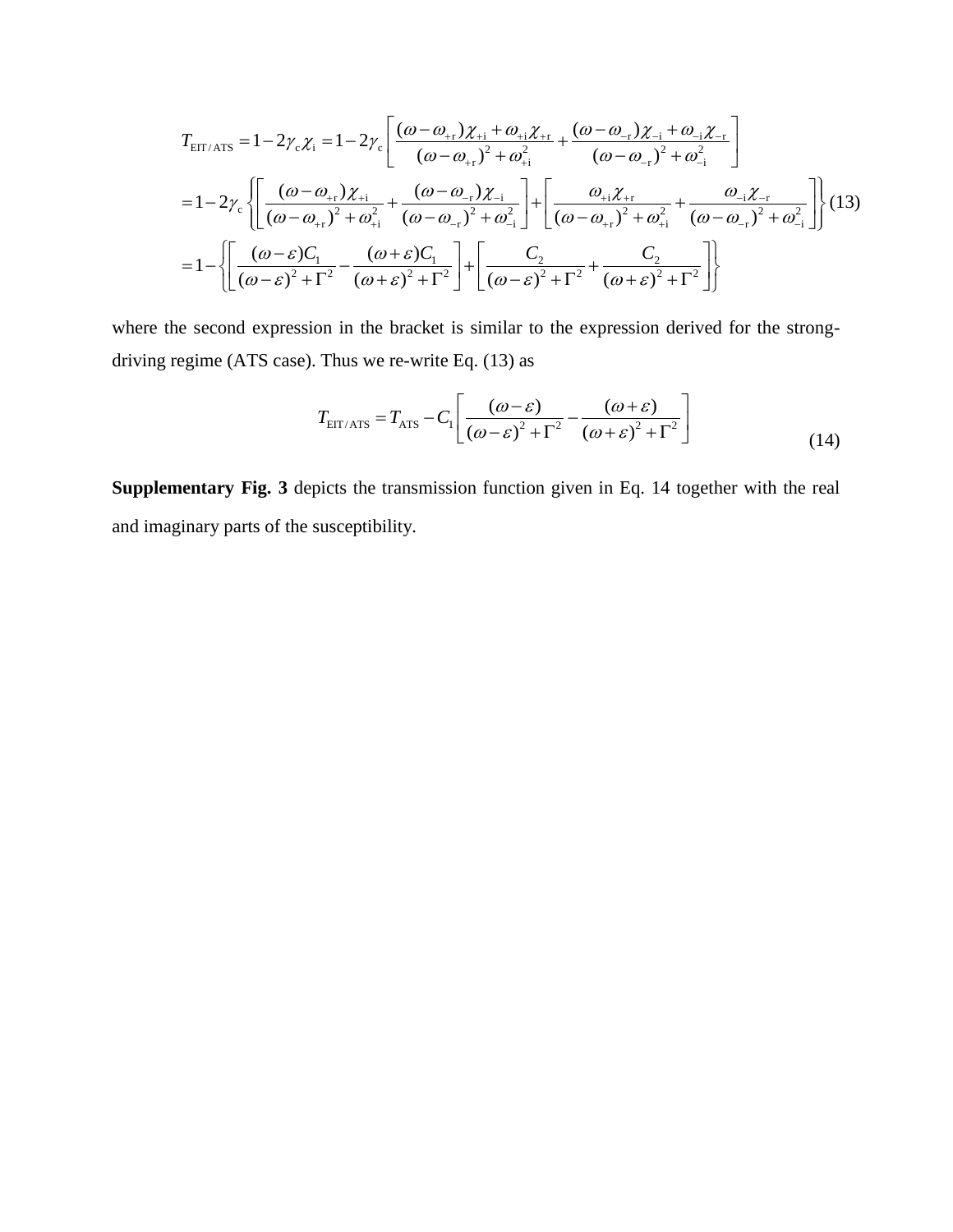$$
\begin{aligned}
T_{\mathrm{EIT/ATS}} &= 1-2\gamma_{\mathrm{c}}\chi_{\mathrm{i}} = 1-2\gamma_{\mathrm{c}}\left[\frac{(\omega-\omega_{+\mathrm{r}})\chi_{+\mathrm{i}}+\omega_{+\mathrm{i}}\chi_{+\mathrm{r}}}{(\omega-\omega_{+\mathrm{r}})^2+\omega_{+\mathrm{i}}^2}+\frac{(\omega-\omega_{-\mathrm{r}})\chi_{-\mathrm{i}}+\omega_{-\mathrm{i}}\chi_{-\mathrm{r}}}{(\omega-\omega_{-\mathrm{r}})^2+\omega_{-\mathrm{i}}^2}\right] \\
&= 1-2\gamma_{\mathrm{c}}\left\{\left[\frac{(\omega-\omega_{+\mathrm{r}})\chi_{+\mathrm{i}}}{(\omega-\omega_{+\mathrm{r}})^2+\omega_{+\mathrm{i}}^2}+\frac{(\omega-\omega_{-\mathrm{r}})\chi_{-\mathrm{i}}}{(\omega-\omega_{-\mathrm{r}})^2+\omega_{-\mathrm{i}}^2}\right]+\left[\frac{\omega_{+\mathrm{i}}\chi_{+\mathrm{r}}}{(\omega-\omega_{+\mathrm{r}})^2+\omega_{+\mathrm{i}}^2}+\frac{\omega_{-\mathrm{i}}\chi_{-\mathrm{r}}}{(\omega-\omega_{-\mathrm{r}})^2+\omega_{-\mathrm{i}}^2}\right]\right\} \\
&= 1-\left\{\left[\frac{(\omega-\varepsilon)C_1}{(\omega-\varepsilon)^2+\Gamma^2}-\frac{(\omega+\varepsilon)C_1}{(\omega+\varepsilon)^2+\Gamma^2}\right]+\left[\frac{C_2}{(\omega-\varepsilon)^2+\Gamma^2}+\frac{C_2}{(\omega+\varepsilon)^2+\Gamma^2}\right]\right\}
\end{aligned}
\tag{13}
$$

where the second expression in the bracket is similar to the expression derived for the strong-driving regime (ATS case). Thus we re-write Eq. (13) as

$$
T_{\mathrm{EIT/ATS}} = T_{\mathrm{ATS}} - C_1\left[\frac{(\omega-\varepsilon)}{(\omega-\varepsilon)^2+\Gamma^2}-\frac{(\omega+\varepsilon)}{(\omega+\varepsilon)^2+\Gamma^2}\right] \tag{14}
$$

**Supplementary Fig. 3** depicts the transmission function given in Eq. 14 together with the real and imaginary parts of the susceptibility.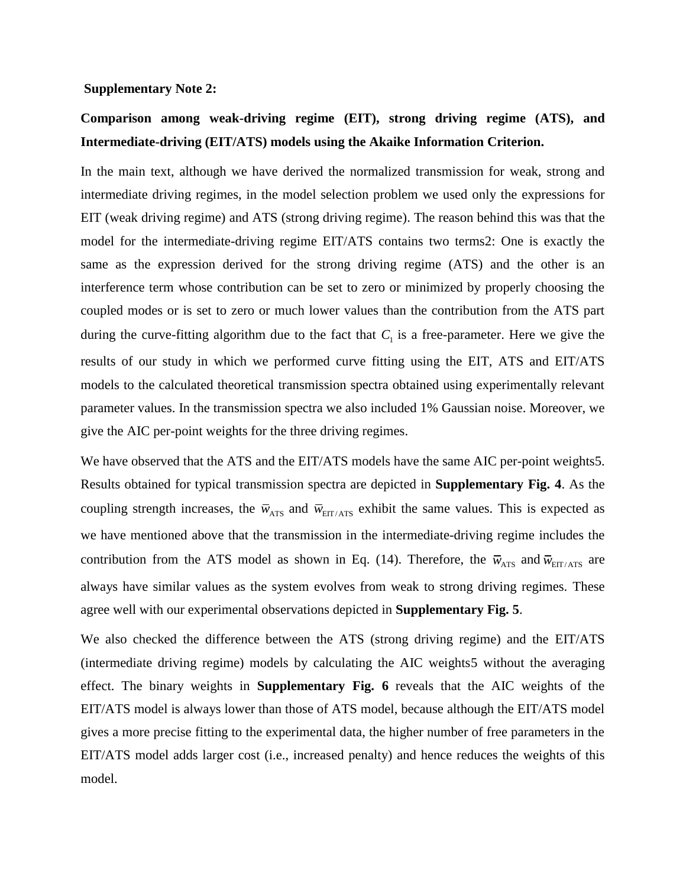**Supplementary Note 2:**

**Comparison among weak-driving regime (EIT), strong driving regime (ATS), and Intermediate-driving (EIT/ATS) models using the Akaike Information Criterion.**

In the main text, although we have derived the normalized transmission for weak, strong and intermediate driving regimes, in the model selection problem we used only the expressions for EIT (weak driving regime) and ATS (strong driving regime). The reason behind this was that the model for the intermediate-driving regime EIT/ATS contains two terms2: One is exactly the same as the expression derived for the strong driving regime (ATS) and the other is an interference term whose contribution can be set to zero or minimized by properly choosing the coupled modes or is set to zero or much lower values than the contribution from the ATS part during the curve-fitting algorithm due to the fact that $C_1$ is a free-parameter. Here we give the results of our study in which we performed curve fitting using the EIT, ATS and EIT/ATS models to the calculated theoretical transmission spectra obtained using experimentally relevant parameter values. In the transmission spectra we also included 1% Gaussian noise. Moreover, we give the AIC per-point weights for the three driving regimes.

We have observed that the ATS and the EIT/ATS models have the same AIC per-point weights5. Results obtained for typical transmission spectra are depicted in **Supplementary Fig. 4**. As the coupling strength increases, the $\bar{w}_{\mathrm{ATS}}$ and $\bar{w}_{\mathrm{EIT/ATS}}$ exhibit the same values. This is expected as we have mentioned above that the transmission in the intermediate-driving regime includes the contribution from the ATS model as shown in Eq. (14). Therefore, the $\bar{w}_{\mathrm{ATS}}$ and $\bar{w}_{\mathrm{EIT/ATS}}$ are always have similar values as the system evolves from weak to strong driving regimes. These agree well with our experimental observations depicted in **Supplementary Fig. 5**.

We also checked the difference between the ATS (strong driving regime) and the EIT/ATS (intermediate driving regime) models by calculating the AIC weights5 without the averaging effect. The binary weights in **Supplementary Fig. 6** reveals that the AIC weights of the EIT/ATS model is always lower than those of ATS model, because although the EIT/ATS model gives a more precise fitting to the experimental data, the higher number of free parameters in the EIT/ATS model adds larger cost (i.e., increased penalty) and hence reduces the weights of this model.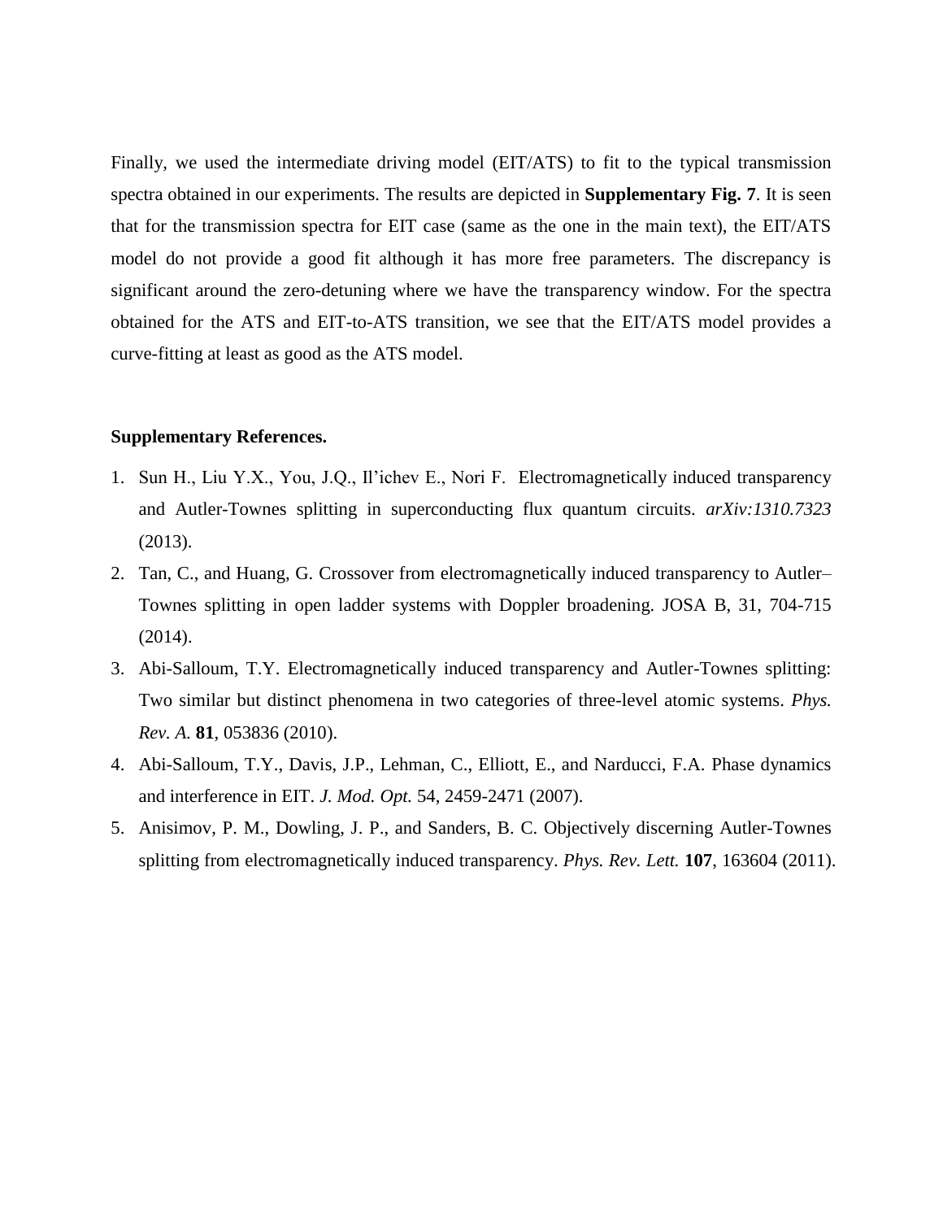Finally, we used the intermediate driving model (EIT/ATS) to fit to the typical transmission spectra obtained in our experiments. The results are depicted in **Supplementary Fig. 7**. It is seen that for the transmission spectra for EIT case (same as the one in the main text), the EIT/ATS model do not provide a good fit although it has more free parameters. The discrepancy is significant around the zero-detuning where we have the transparency window. For the spectra obtained for the ATS and EIT-to-ATS transition, we see that the EIT/ATS model provides a curve-fitting at least as good as the ATS model.

**Supplementary References.**

1. Sun H., Liu Y.X., You, J.Q., Il'ichev E., Nori F. Electromagnetically induced transparency and Autler-Townes splitting in superconducting flux quantum circuits. *arXiv:1310.7323* (2013).
2. Tan, C., and Huang, G. Crossover from electromagnetically induced transparency to Autler–Townes splitting in open ladder systems with Doppler broadening. JOSA B, 31, 704-715 (2014).
3. Abi-Salloum, T.Y. Electromagnetically induced transparency and Autler-Townes splitting: Two similar but distinct phenomena in two categories of three-level atomic systems. *Phys. Rev. A.* **81**, 053836 (2010).
4. Abi-Salloum, T.Y., Davis, J.P., Lehman, C., Elliott, E., and Narducci, F.A. Phase dynamics and interference in EIT. *J. Mod. Opt.* 54, 2459-2471 (2007).
5. Anisimov, P. M., Dowling, J. P., and Sanders, B. C. Objectively discerning Autler-Townes splitting from electromagnetically induced transparency. *Phys. Rev. Lett.* **107**, 163604 (2011).